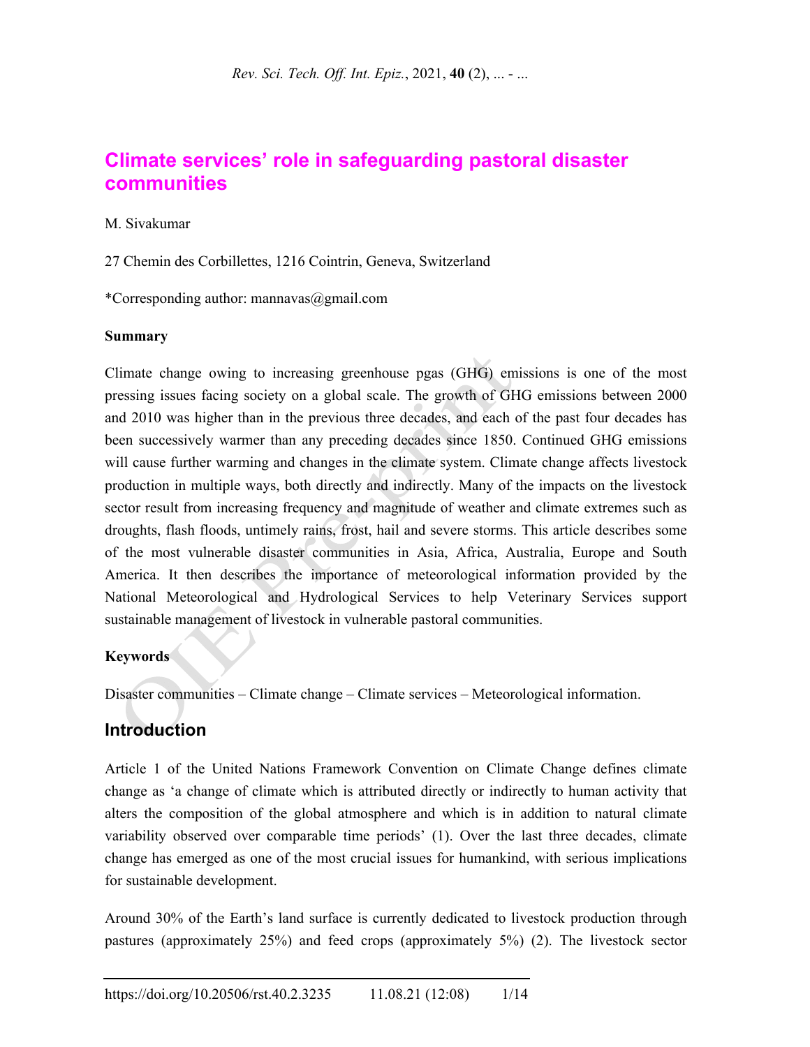# Climate services' role in safeguarding pastoral disaster communities

M. Sivakumar

27 Chemin des Corbillettes, 1216 Cointrin, Geneva, Switzerland

*Corresponding author: mannavas@gmail.com

**Summary**

Climate change owing to increasing greenhouse pgas (GHG) emissions is one of the most pressing issues facing society on a global scale. The growth of GHG emissions between 2000 and 2010 was higher than in the previous three decades, and each of the past four decades has been successively warmer than any preceding decades since 1850. Continued GHG emissions will cause further warming and changes in the climate system. Climate change affects livestock production in multiple ways, both directly and indirectly. Many of the impacts on the livestock sector result from increasing frequency and magnitude of weather and climate extremes such as droughts, flash floods, untimely rains, frost, hail and severe storms. This article describes some of the most vulnerable disaster communities in Asia, Africa, Australia, Europe and South America. It then describes the importance of meteorological information provided by the National Meteorological and Hydrological Services to help Veterinary Services support sustainable management of livestock in vulnerable pastoral communities.

**Keywords**

Disaster communities – Climate change – Climate services – Meteorological information.

## Introduction

Article 1 of the United Nations Framework Convention on Climate Change defines climate change as 'a change of climate which is attributed directly or indirectly to human activity that alters the composition of the global atmosphere and which is in addition to natural climate variability observed over comparable time periods' (1). Over the last three decades, climate change has emerged as one of the most crucial issues for humankind, with serious implications for sustainable development.

Around 30% of the Earth's land surface is currently dedicated to livestock production through pastures (approximately 25%) and feed crops (approximately 5%) (2). The livestock sector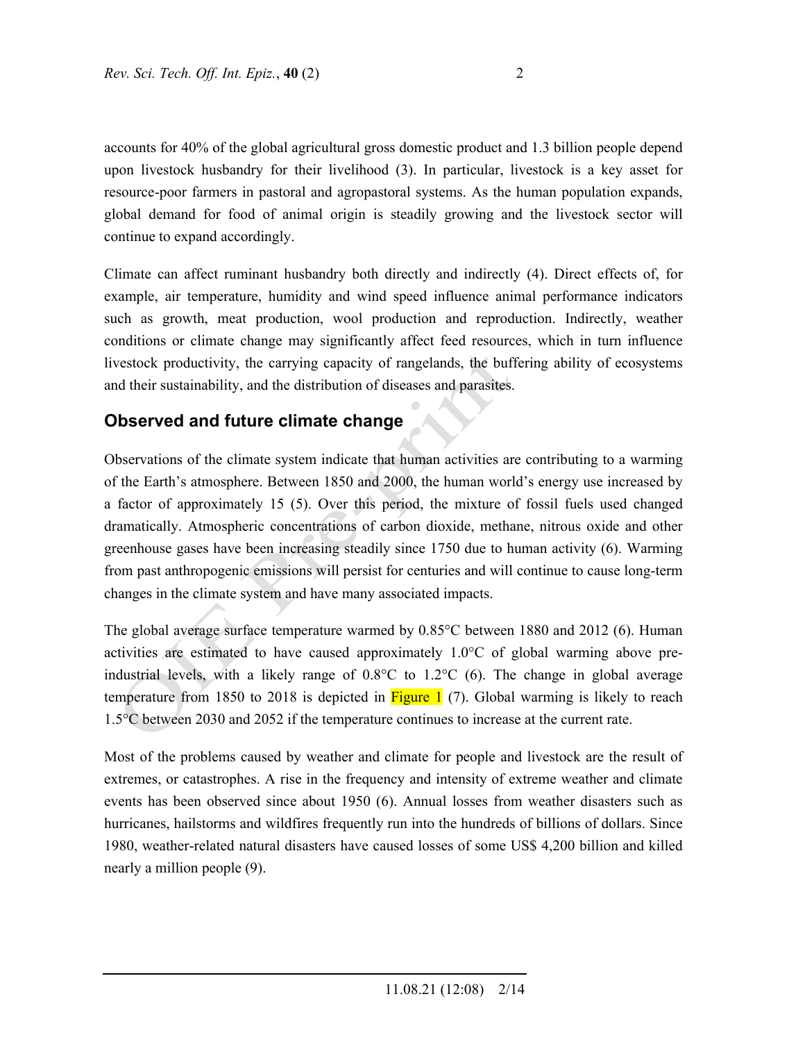accounts for 40% of the global agricultural gross domestic product and 1.3 billion people depend upon livestock husbandry for their livelihood (3). In particular, livestock is a key asset for resource-poor farmers in pastoral and agropastoral systems. As the human population expands, global demand for food of animal origin is steadily growing and the livestock sector will continue to expand accordingly.

Climate can affect ruminant husbandry both directly and indirectly (4). Direct effects of, for example, air temperature, humidity and wind speed influence animal performance indicators such as growth, meat production, wool production and reproduction. Indirectly, weather conditions or climate change may significantly affect feed resources, which in turn influence livestock productivity, the carrying capacity of rangelands, the buffering ability of ecosystems and their sustainability, and the distribution of diseases and parasites.

## Observed and future climate change

Observations of the climate system indicate that human activities are contributing to a warming of the Earth's atmosphere. Between 1850 and 2000, the human world's energy use increased by a factor of approximately 15 (5). Over this period, the mixture of fossil fuels used changed dramatically. Atmospheric concentrations of carbon dioxide, methane, nitrous oxide and other greenhouse gases have been increasing steadily since 1750 due to human activity (6). Warming from past anthropogenic emissions will persist for centuries and will continue to cause long-term changes in the climate system and have many associated impacts.

The global average surface temperature warmed by 0.85°C between 1880 and 2012 (6). Human activities are estimated to have caused approximately 1.0°C of global warming above pre-industrial levels, with a likely range of 0.8°C to 1.2°C (6). The change in global average temperature from 1850 to 2018 is depicted in Figure 1 (7). Global warming is likely to reach 1.5°C between 2030 and 2052 if the temperature continues to increase at the current rate.

Most of the problems caused by weather and climate for people and livestock are the result of extremes, or catastrophes. A rise in the frequency and intensity of extreme weather and climate events has been observed since about 1950 (6). Annual losses from weather disasters such as hurricanes, hailstorms and wildfires frequently run into the hundreds of billions of dollars. Since 1980, weather-related natural disasters have caused losses of some US$ 4,200 billion and killed nearly a million people (9).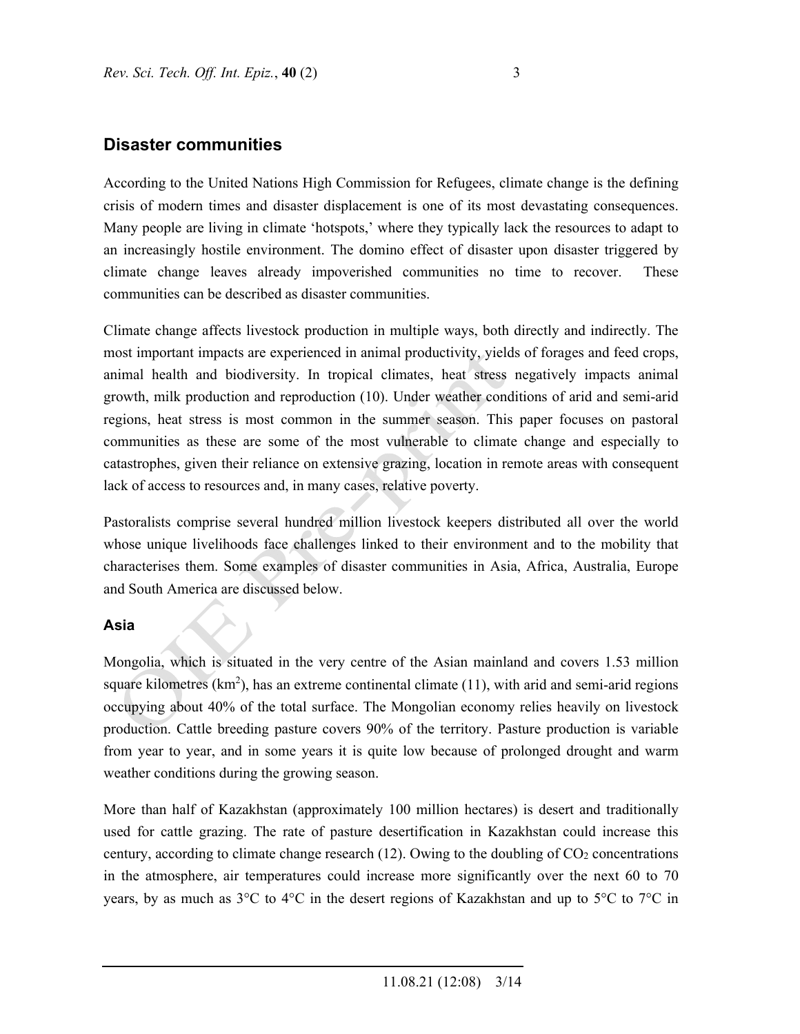## Disaster communities

According to the United Nations High Commission for Refugees, climate change is the defining crisis of modern times and disaster displacement is one of its most devastating consequences. Many people are living in climate 'hotspots,' where they typically lack the resources to adapt to an increasingly hostile environment. The domino effect of disaster upon disaster triggered by climate change leaves already impoverished communities no time to recover. These communities can be described as disaster communities.

Climate change affects livestock production in multiple ways, both directly and indirectly. The most important impacts are experienced in animal productivity, yields of forages and feed crops, animal health and biodiversity. In tropical climates, heat stress negatively impacts animal growth, milk production and reproduction (10). Under weather conditions of arid and semi-arid regions, heat stress is most common in the summer season. This paper focuses on pastoral communities as these are some of the most vulnerable to climate change and especially to catastrophes, given their reliance on extensive grazing, location in remote areas with consequent lack of access to resources and, in many cases, relative poverty.

Pastoralists comprise several hundred million livestock keepers distributed all over the world whose unique livelihoods face challenges linked to their environment and to the mobility that characterises them. Some examples of disaster communities in Asia, Africa, Australia, Europe and South America are discussed below.

### Asia

Mongolia, which is situated in the very centre of the Asian mainland and covers 1.53 million square kilometres ($km^2$), has an extreme continental climate (11), with arid and semi-arid regions occupying about 40% of the total surface. The Mongolian economy relies heavily on livestock production. Cattle breeding pasture covers 90% of the territory. Pasture production is variable from year to year, and in some years it is quite low because of prolonged drought and warm weather conditions during the growing season.

More than half of Kazakhstan (approximately 100 million hectares) is desert and traditionally used for cattle grazing. The rate of pasture desertification in Kazakhstan could increase this century, according to climate change research (12). Owing to the doubling of $CO_2$ concentrations in the atmosphere, air temperatures could increase more significantly over the next 60 to 70 years, by as much as 3°C to 4°C in the desert regions of Kazakhstan and up to 5°C to 7°C in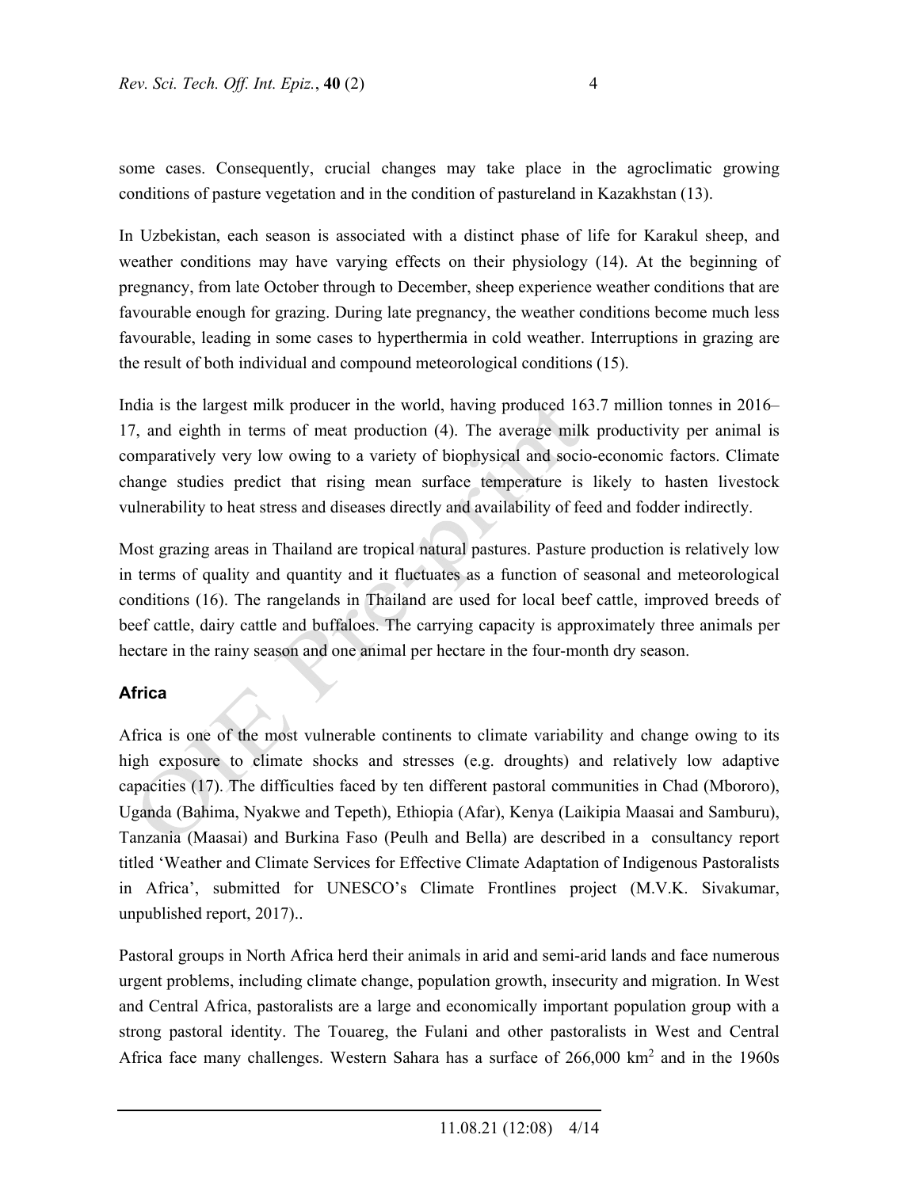some cases. Consequently, crucial changes may take place in the agroclimatic growing conditions of pasture vegetation and in the condition of pastureland in Kazakhstan (13).

In Uzbekistan, each season is associated with a distinct phase of life for Karakul sheep, and weather conditions may have varying effects on their physiology (14). At the beginning of pregnancy, from late October through to December, sheep experience weather conditions that are favourable enough for grazing. During late pregnancy, the weather conditions become much less favourable, leading in some cases to hyperthermia in cold weather. Interruptions in grazing are the result of both individual and compound meteorological conditions (15).

India is the largest milk producer in the world, having produced 163.7 million tonnes in 2016–17, and eighth in terms of meat production (4). The average milk productivity per animal is comparatively very low owing to a variety of biophysical and socio-economic factors. Climate change studies predict that rising mean surface temperature is likely to hasten livestock vulnerability to heat stress and diseases directly and availability of feed and fodder indirectly.

Most grazing areas in Thailand are tropical natural pastures. Pasture production is relatively low in terms of quality and quantity and it fluctuates as a function of seasonal and meteorological conditions (16). The rangelands in Thailand are used for local beef cattle, improved breeds of beef cattle, dairy cattle and buffaloes. The carrying capacity is approximately three animals per hectare in the rainy season and one animal per hectare in the four-month dry season.

### Africa

Africa is one of the most vulnerable continents to climate variability and change owing to its high exposure to climate shocks and stresses (e.g. droughts) and relatively low adaptive capacities (17). The difficulties faced by ten different pastoral communities in Chad (Mbororo), Uganda (Bahima, Nyakwe and Tepeth), Ethiopia (Afar), Kenya (Laikipia Maasai and Samburu), Tanzania (Maasai) and Burkina Faso (Peulh and Bella) are described in a consultancy report titled 'Weather and Climate Services for Effective Climate Adaptation of Indigenous Pastoralists in Africa', submitted for UNESCO's Climate Frontlines project (M.V.K. Sivakumar, unpublished report, 2017)..

Pastoral groups in North Africa herd their animals in arid and semi-arid lands and face numerous urgent problems, including climate change, population growth, insecurity and migration. In West and Central Africa, pastoralists are a large and economically important population group with a strong pastoral identity. The Touareg, the Fulani and other pastoralists in West and Central Africa face many challenges. Western Sahara has a surface of 266,000 km$^2$ and in the 1960s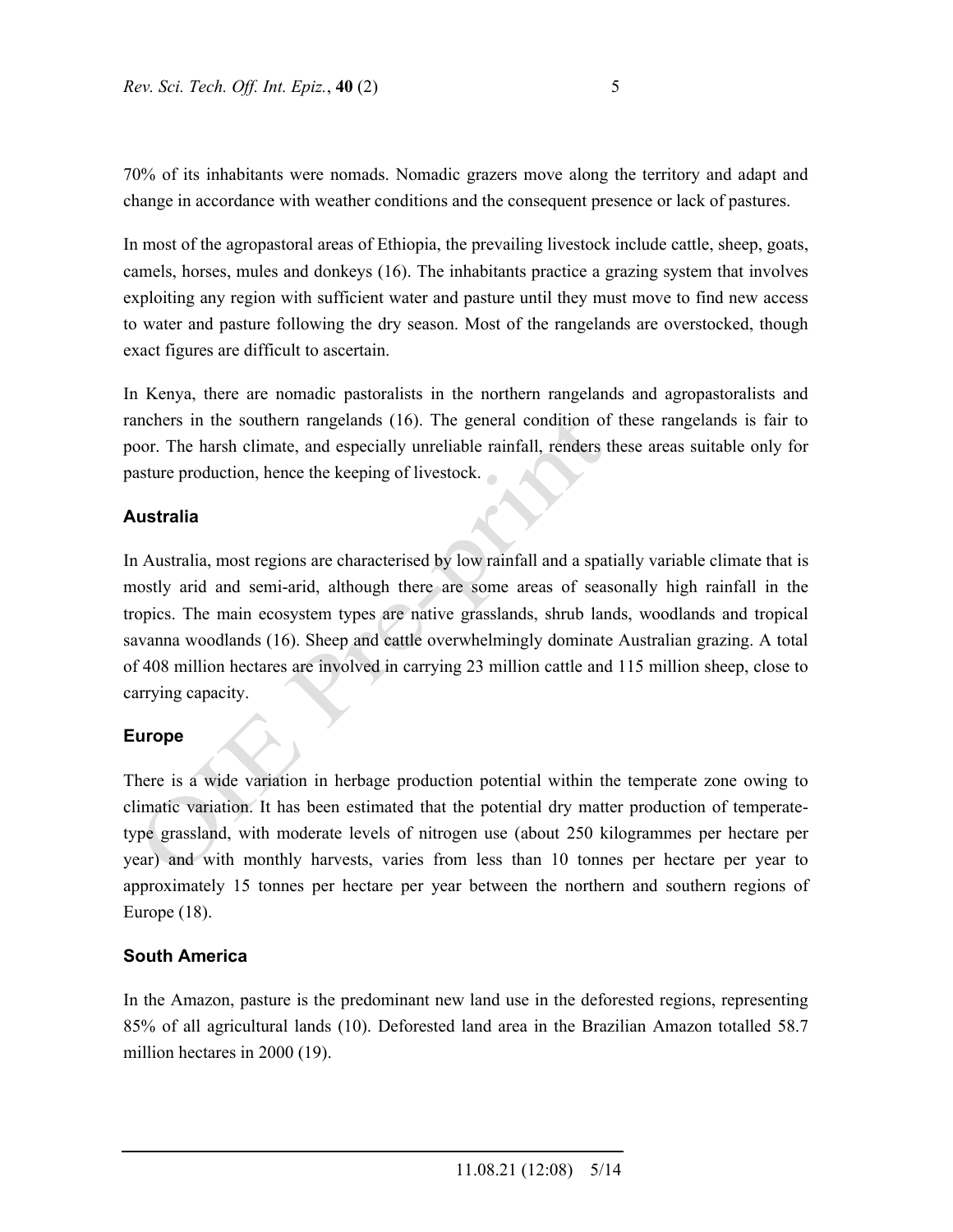70% of its inhabitants were nomads. Nomadic grazers move along the territory and adapt and change in accordance with weather conditions and the consequent presence or lack of pastures.

In most of the agropastoral areas of Ethiopia, the prevailing livestock include cattle, sheep, goats, camels, horses, mules and donkeys (16). The inhabitants practice a grazing system that involves exploiting any region with sufficient water and pasture until they must move to find new access to water and pasture following the dry season. Most of the rangelands are overstocked, though exact figures are difficult to ascertain.

In Kenya, there are nomadic pastoralists in the northern rangelands and agropastoralists and ranchers in the southern rangelands (16). The general condition of these rangelands is fair to poor. The harsh climate, and especially unreliable rainfall, renders these areas suitable only for pasture production, hence the keeping of livestock.

### Australia

In Australia, most regions are characterised by low rainfall and a spatially variable climate that is mostly arid and semi-arid, although there are some areas of seasonally high rainfall in the tropics. The main ecosystem types are native grasslands, shrub lands, woodlands and tropical savanna woodlands (16). Sheep and cattle overwhelmingly dominate Australian grazing. A total of 408 million hectares are involved in carrying 23 million cattle and 115 million sheep, close to carrying capacity.

### Europe

There is a wide variation in herbage production potential within the temperate zone owing to climatic variation. It has been estimated that the potential dry matter production of temperate-type grassland, with moderate levels of nitrogen use (about 250 kilogrammes per hectare per year) and with monthly harvests, varies from less than 10 tonnes per hectare per year to approximately 15 tonnes per hectare per year between the northern and southern regions of Europe (18).

### South America

In the Amazon, pasture is the predominant new land use in the deforested regions, representing 85% of all agricultural lands (10). Deforested land area in the Brazilian Amazon totalled 58.7 million hectares in 2000 (19).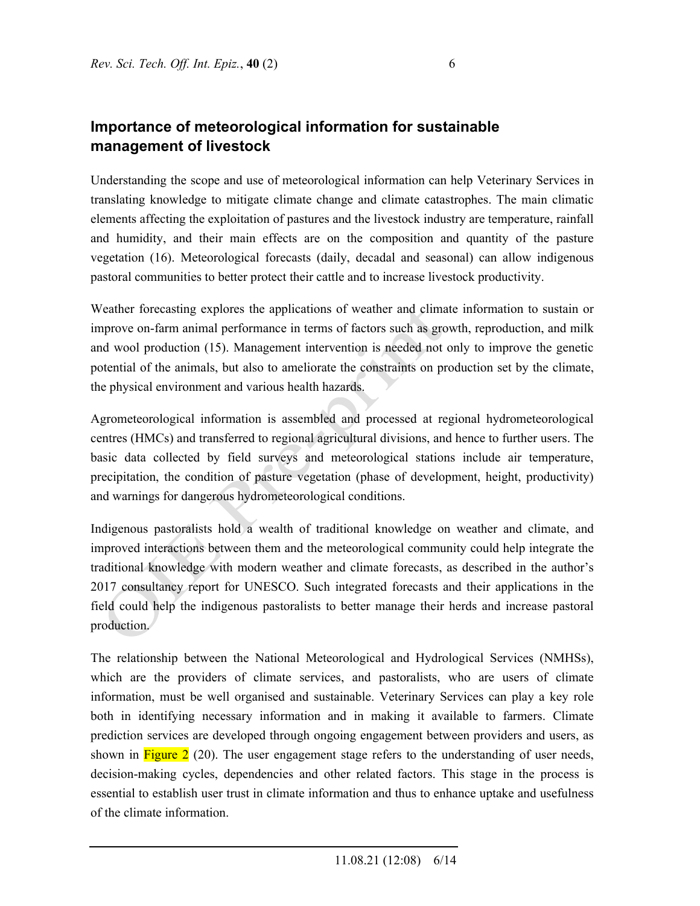## Importance of meteorological information for sustainable management of livestock

Understanding the scope and use of meteorological information can help Veterinary Services in translating knowledge to mitigate climate change and climate catastrophes. The main climatic elements affecting the exploitation of pastures and the livestock industry are temperature, rainfall and humidity, and their main effects are on the composition and quantity of the pasture vegetation (16). Meteorological forecasts (daily, decadal and seasonal) can allow indigenous pastoral communities to better protect their cattle and to increase livestock productivity.

Weather forecasting explores the applications of weather and climate information to sustain or improve on-farm animal performance in terms of factors such as growth, reproduction, and milk and wool production (15). Management intervention is needed not only to improve the genetic potential of the animals, but also to ameliorate the constraints on production set by the climate, the physical environment and various health hazards.

Agrometeorological information is assembled and processed at regional hydrometeorological centres (HMCs) and transferred to regional agricultural divisions, and hence to further users. The basic data collected by field surveys and meteorological stations include air temperature, precipitation, the condition of pasture vegetation (phase of development, height, productivity) and warnings for dangerous hydrometeorological conditions.

Indigenous pastoralists hold a wealth of traditional knowledge on weather and climate, and improved interactions between them and the meteorological community could help integrate the traditional knowledge with modern weather and climate forecasts, as described in the author's 2017 consultancy report for UNESCO. Such integrated forecasts and their applications in the field could help the indigenous pastoralists to better manage their herds and increase pastoral production.

The relationship between the National Meteorological and Hydrological Services (NMHSs), which are the providers of climate services, and pastoralists, who are users of climate information, must be well organised and sustainable. Veterinary Services can play a key role both in identifying necessary information and in making it available to farmers. Climate prediction services are developed through ongoing engagement between providers and users, as shown in Figure 2 (20). The user engagement stage refers to the understanding of user needs, decision-making cycles, dependencies and other related factors. This stage in the process is essential to establish user trust in climate information and thus to enhance uptake and usefulness of the climate information.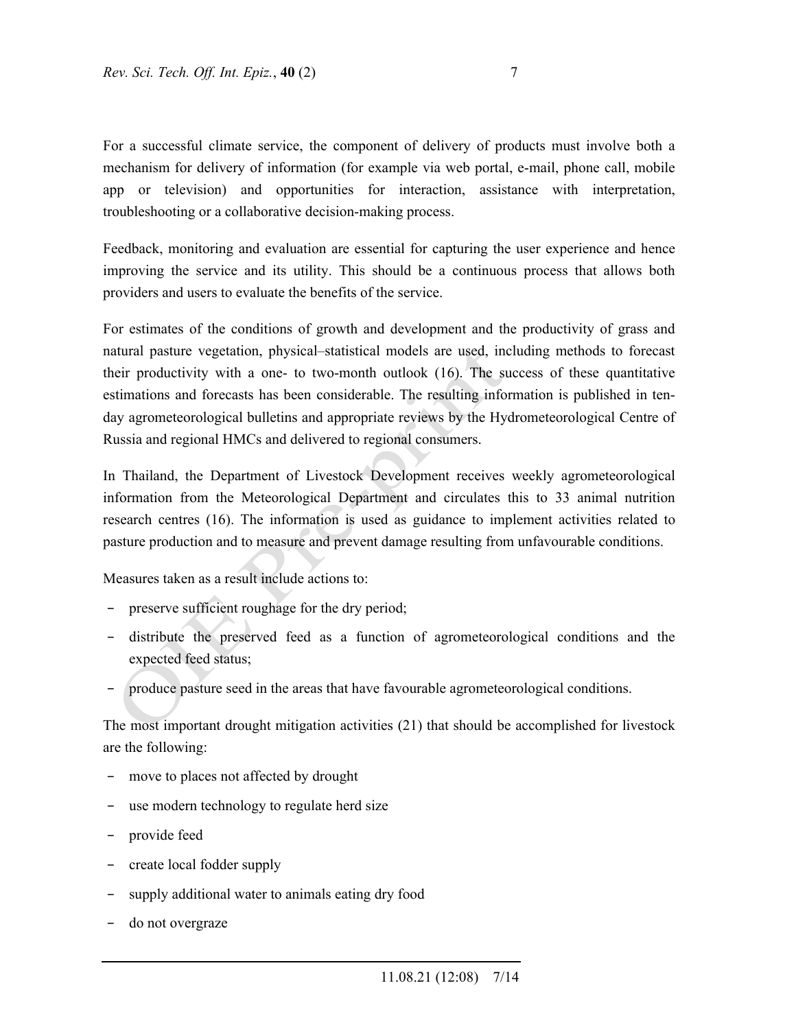For a successful climate service, the component of delivery of products must involve both a mechanism for delivery of information (for example via web portal, e-mail, phone call, mobile app or television) and opportunities for interaction, assistance with interpretation, troubleshooting or a collaborative decision-making process.

Feedback, monitoring and evaluation are essential for capturing the user experience and hence improving the service and its utility. This should be a continuous process that allows both providers and users to evaluate the benefits of the service.

For estimates of the conditions of growth and development and the productivity of grass and natural pasture vegetation, physical–statistical models are used, including methods to forecast their productivity with a one- to two-month outlook (16). The success of these quantitative estimations and forecasts has been considerable. The resulting information is published in ten-day agrometeorological bulletins and appropriate reviews by the Hydrometeorological Centre of Russia and regional HMCs and delivered to regional consumers.

In Thailand, the Department of Livestock Development receives weekly agrometeorological information from the Meteorological Department and circulates this to 33 animal nutrition research centres (16). The information is used as guidance to implement activities related to pasture production and to measure and prevent damage resulting from unfavourable conditions.

Measures taken as a result include actions to:

- preserve sufficient roughage for the dry period;
- distribute the preserved feed as a function of agrometeorological conditions and the expected feed status;
- produce pasture seed in the areas that have favourable agrometeorological conditions.

The most important drought mitigation activities (21) that should be accomplished for livestock are the following:

- move to places not affected by drought
- use modern technology to regulate herd size
- provide feed
- create local fodder supply
- supply additional water to animals eating dry food
- do not overgraze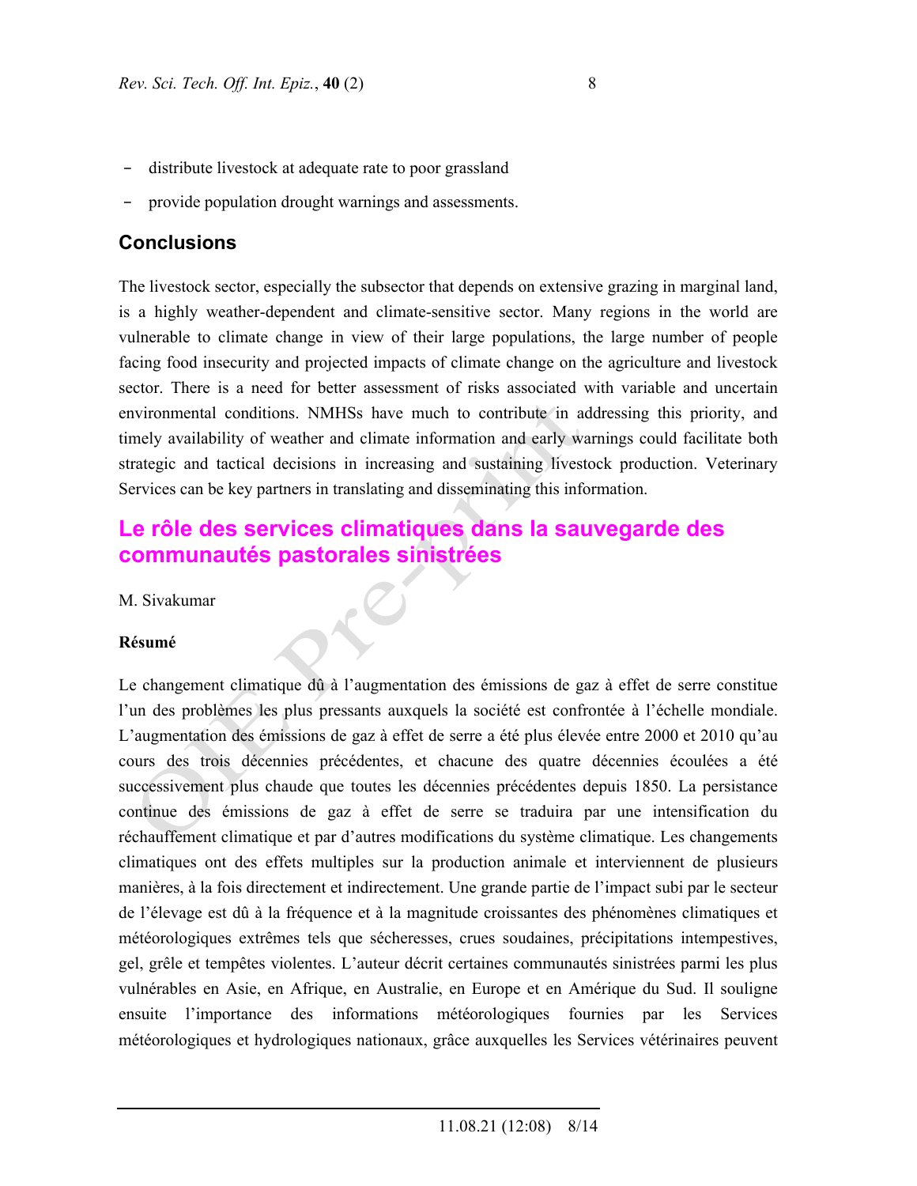- distribute livestock at adequate rate to poor grassland
- provide population drought warnings and assessments.

## Conclusions

The livestock sector, especially the subsector that depends on extensive grazing in marginal land, is a highly weather-dependent and climate-sensitive sector. Many regions in the world are vulnerable to climate change in view of their large populations, the large number of people facing food insecurity and projected impacts of climate change on the agriculture and livestock sector. There is a need for better assessment of risks associated with variable and uncertain environmental conditions. NMHSs have much to contribute in addressing this priority, and timely availability of weather and climate information and early warnings could facilitate both strategic and tactical decisions in increasing and sustaining livestock production. Veterinary Services can be key partners in translating and disseminating this information.

## Le rôle des services climatiques dans la sauvegarde des communautés pastorales sinistrées

M. Sivakumar

**Résumé**

Le changement climatique dû à l'augmentation des émissions de gaz à effet de serre constitue l'un des problèmes les plus pressants auxquels la société est confrontée à l'échelle mondiale. L'augmentation des émissions de gaz à effet de serre a été plus élevée entre 2000 et 2010 qu'au cours des trois décennies précédentes, et chacune des quatre décennies écoulées a été successivement plus chaude que toutes les décennies précédentes depuis 1850. La persistance continue des émissions de gaz à effet de serre se traduira par une intensification du réchauffement climatique et par d'autres modifications du système climatique. Les changements climatiques ont des effets multiples sur la production animale et interviennent de plusieurs manières, à la fois directement et indirectement. Une grande partie de l'impact subi par le secteur de l'élevage est dû à la fréquence et à la magnitude croissantes des phénomènes climatiques et météorologiques extrêmes tels que sécheresses, crues soudaines, précipitations intempestives, gel, grêle et tempêtes violentes. L'auteur décrit certaines communautés sinistrées parmi les plus vulnérables en Asie, en Afrique, en Australie, en Europe et en Amérique du Sud. Il souligne ensuite l'importance des informations météorologiques fournies par les Services météorologiques et hydrologiques nationaux, grâce auxquelles les Services vétérinaires peuvent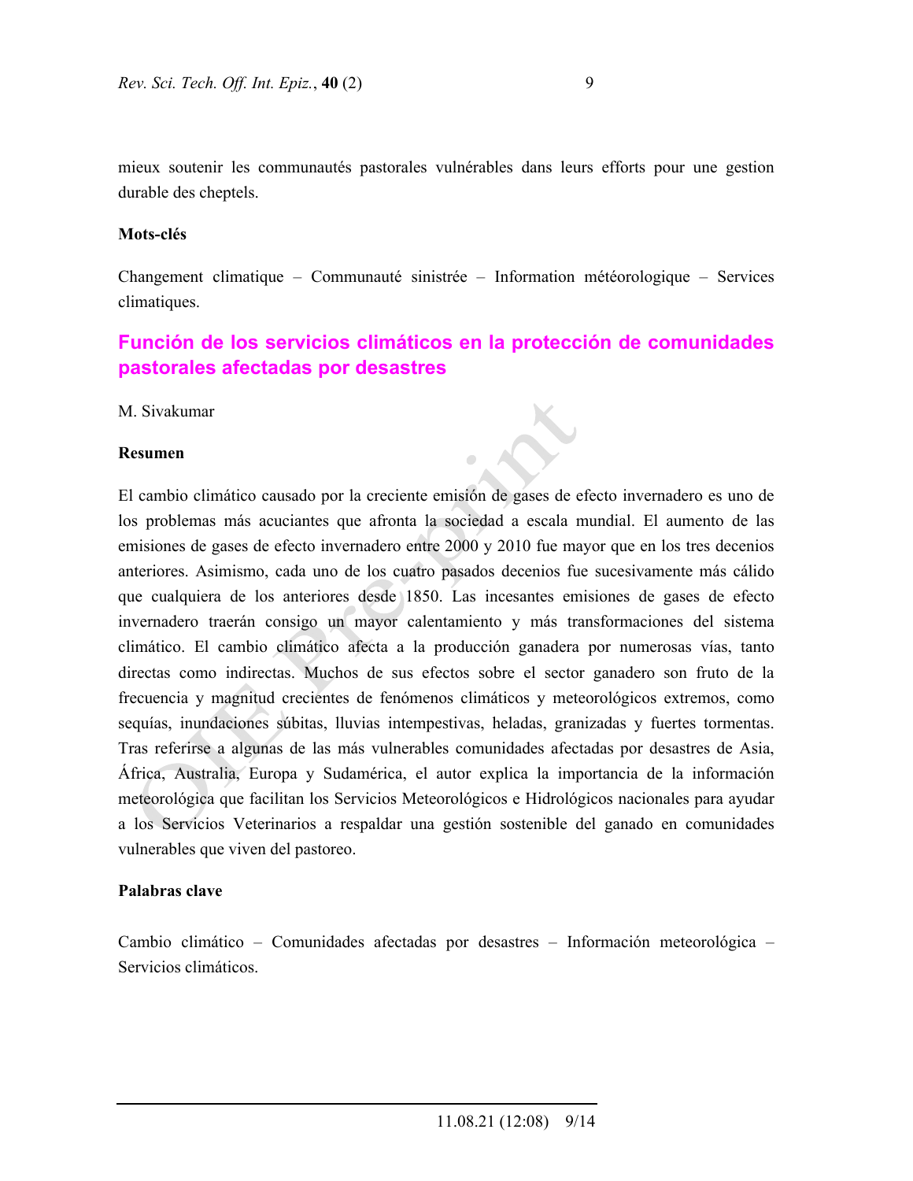mieux soutenir les communautés pastorales vulnérables dans leurs efforts pour une gestion durable des cheptels.

**Mots-clés**

Changement climatique – Communauté sinistrée – Information météorologique – Services climatiques.

## Función de los servicios climáticos en la protección de comunidades pastorales afectadas por desastres

M. Sivakumar

**Resumen**

El cambio climático causado por la creciente emisión de gases de efecto invernadero es uno de los problemas más acuciantes que afronta la sociedad a escala mundial. El aumento de las emisiones de gases de efecto invernadero entre 2000 y 2010 fue mayor que en los tres decenios anteriores. Asimismo, cada uno de los cuatro pasados decenios fue sucesivamente más cálido que cualquiera de los anteriores desde 1850. Las incesantes emisiones de gases de efecto invernadero traerán consigo un mayor calentamiento y más transformaciones del sistema climático. El cambio climático afecta a la producción ganadera por numerosas vías, tanto directas como indirectas. Muchos de sus efectos sobre el sector ganadero son fruto de la frecuencia y magnitud crecientes de fenómenos climáticos y meteorológicos extremos, como sequías, inundaciones súbitas, lluvias intempestivas, heladas, granizadas y fuertes tormentas. Tras referirse a algunas de las más vulnerables comunidades afectadas por desastres de Asia, África, Australia, Europa y Sudamérica, el autor explica la importancia de la información meteorológica que facilitan los Servicios Meteorológicos e Hidrológicos nacionales para ayudar a los Servicios Veterinarios a respaldar una gestión sostenible del ganado en comunidades vulnerables que viven del pastoreo.

**Palabras clave**

Cambio climático – Comunidades afectadas por desastres – Información meteorológica – Servicios climáticos.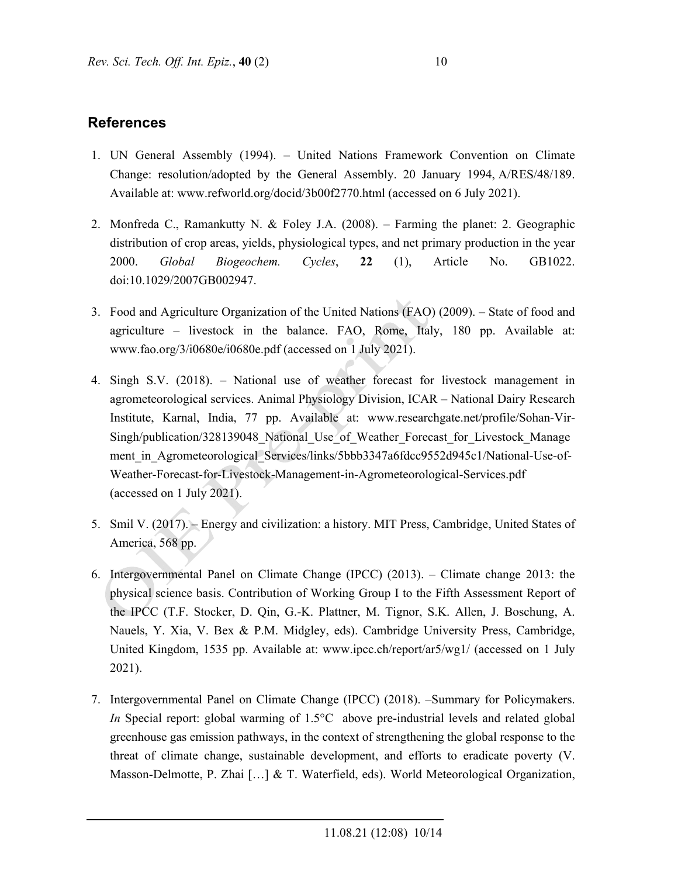## References

1. UN General Assembly (1994). – United Nations Framework Convention on Climate Change: resolution/adopted by the General Assembly. 20 January 1994, A/RES/48/189. Available at: www.refworld.org/docid/3b00f2770.html (accessed on 6 July 2021).

2. Monfreda C., Ramankutty N. & Foley J.A. (2008). – Farming the planet: 2. Geographic distribution of crop areas, yields, physiological types, and net primary production in the year 2000. *Global Biogeochem. Cycles*, **22** (1), Article No. GB1022. doi:10.1029/2007GB002947.

3. Food and Agriculture Organization of the United Nations (FAO) (2009). – State of food and agriculture – livestock in the balance. FAO, Rome, Italy, 180 pp. Available at: www.fao.org/3/i0680e/i0680e.pdf (accessed on 1 July 2021).

4. Singh S.V. (2018). – National use of weather forecast for livestock management in agrometeorological services. Animal Physiology Division, ICAR – National Dairy Research Institute, Karnal, India, 77 pp. Available at: www.researchgate.net/profile/Sohan-Vir-Singh/publication/328139048_National_Use_of_Weather_Forecast_for_Livestock_Management_in_Agrometeorological_Services/links/5bbb3347a6fdcc9552d945c1/National-Use-of-Weather-Forecast-for-Livestock-Management-in-Agrometeorological-Services.pdf (accessed on 1 July 2021).

5. Smil V. (2017). – Energy and civilization: a history. MIT Press, Cambridge, United States of America, 568 pp.

6. Intergovernmental Panel on Climate Change (IPCC) (2013). – Climate change 2013: the physical science basis. Contribution of Working Group I to the Fifth Assessment Report of the IPCC (T.F. Stocker, D. Qin, G.-K. Plattner, M. Tignor, S.K. Allen, J. Boschung, A. Nauels, Y. Xia, V. Bex & P.M. Midgley, eds). Cambridge University Press, Cambridge, United Kingdom, 1535 pp. Available at: www.ipcc.ch/report/ar5/wg1/ (accessed on 1 July 2021).

7. Intergovernmental Panel on Climate Change (IPCC) (2018). –Summary for Policymakers. *In* Special report: global warming of 1.5°C above pre-industrial levels and related global greenhouse gas emission pathways, in the context of strengthening the global response to the threat of climate change, sustainable development, and efforts to eradicate poverty (V. Masson-Delmotte, P. Zhai […] & T. Waterfield, eds). World Meteorological Organization,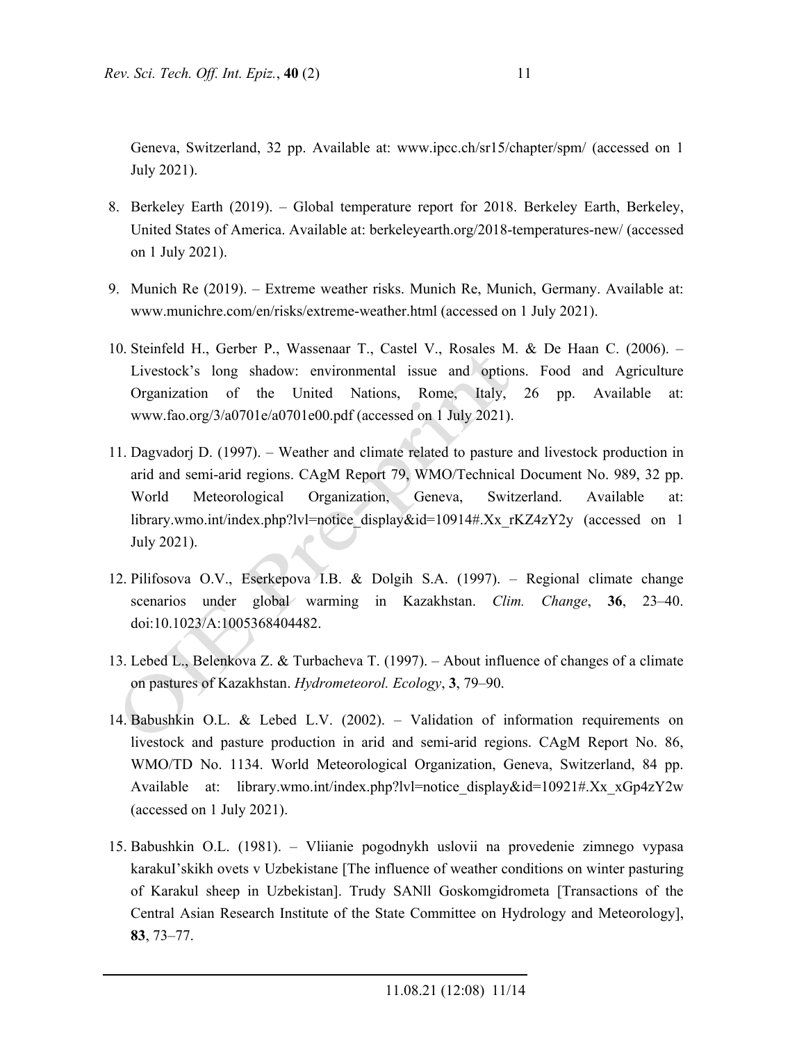Geneva, Switzerland, 32 pp. Available at: www.ipcc.ch/sr15/chapter/spm/ (accessed on 1 July 2021).

8. Berkeley Earth (2019). – Global temperature report for 2018. Berkeley Earth, Berkeley, United States of America. Available at: berkeleyearth.org/2018-temperatures-new/ (accessed on 1 July 2021).

9. Munich Re (2019). – Extreme weather risks. Munich Re, Munich, Germany. Available at: www.munichre.com/en/risks/extreme-weather.html (accessed on 1 July 2021).

10. Steinfeld H., Gerber P., Wassenaar T., Castel V., Rosales M. & De Haan C. (2006). – Livestock's long shadow: environmental issue and options. Food and Agriculture Organization of the United Nations, Rome, Italy, 26 pp. Available at: www.fao.org/3/a0701e/a0701e00.pdf (accessed on 1 July 2021).

11. Dagvadorj D. (1997). – Weather and climate related to pasture and livestock production in arid and semi-arid regions. CAgM Report 79, WMO/Technical Document No. 989, 32 pp. World Meteorological Organization, Geneva, Switzerland. Available at: library.wmo.int/index.php?lvl=notice_display&id=10914#.Xx_rKZ4zY2y (accessed on 1 July 2021).

12. Pilifosova O.V., Eserkepova I.B. & Dolgih S.A. (1997). – Regional climate change scenarios under global warming in Kazakhstan. *Clim. Change*, **36**, 23–40. doi:10.1023/A:1005368404482.

13. Lebed L., Belenkova Z. & Turbacheva T. (1997). – About influence of changes of a climate on pastures of Kazakhstan. *Hydrometeorol. Ecology*, **3**, 79–90.

14. Babushkin O.L. & Lebed L.V. (2002). – Validation of information requirements on livestock and pasture production in arid and semi-arid regions. CAgM Report No. 86, WMO/TD No. 1134. World Meteorological Organization, Geneva, Switzerland, 84 pp. Available at: library.wmo.int/index.php?lvl=notice_display&id=10921#.Xx_xGp4zY2w (accessed on 1 July 2021).

15. Babushkin O.L. (1981). – Vliianie pogodnykh uslovii na provedenie zimnego vypasa karakuI'skikh ovets v Uzbekistane [The influence of weather conditions on winter pasturing of Karakul sheep in Uzbekistan]. Trudy SANIl Goskomgidrometa [Transactions of the Central Asian Research Institute of the State Committee on Hydrology and Meteorology], **83**, 73–77.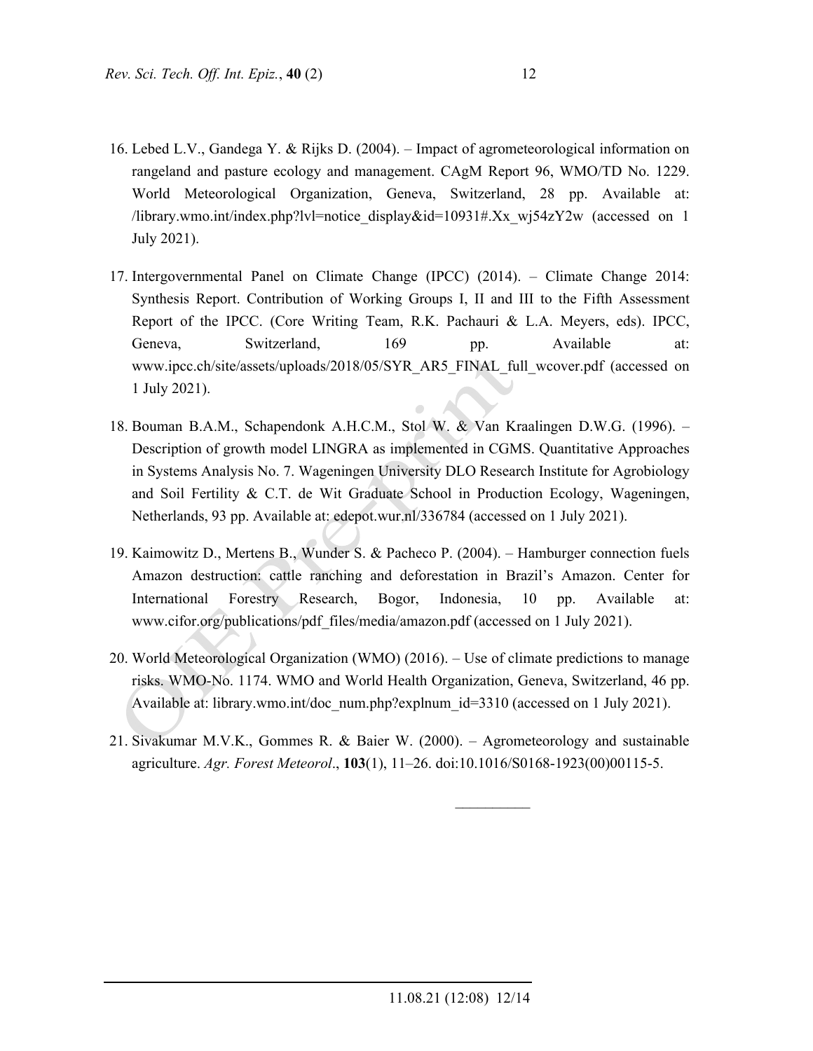16. Lebed L.V., Gandega Y. & Rijks D. (2004). – Impact of agrometeorological information on rangeland and pasture ecology and management. CAgM Report 96, WMO/TD No. 1229. World Meteorological Organization, Geneva, Switzerland, 28 pp. Available at: /library.wmo.int/index.php?lvl=notice_display&id=10931#.Xx_wj54zY2w (accessed on 1 July 2021).

17. Intergovernmental Panel on Climate Change (IPCC) (2014). – Climate Change 2014: Synthesis Report. Contribution of Working Groups I, II and III to the Fifth Assessment Report of the IPCC. (Core Writing Team, R.K. Pachauri & L.A. Meyers, eds). IPCC, Geneva, Switzerland, 169 pp. Available at: www.ipcc.ch/site/assets/uploads/2018/05/SYR_AR5_FINAL_full_wcover.pdf (accessed on 1 July 2021).

18. Bouman B.A.M., Schapendonk A.H.C.M., Stol W. & Van Kraalingen D.W.G. (1996). – Description of growth model LINGRA as implemented in CGMS. Quantitative Approaches in Systems Analysis No. 7. Wageningen University DLO Research Institute for Agrobiology and Soil Fertility & C.T. de Wit Graduate School in Production Ecology, Wageningen, Netherlands, 93 pp. Available at: edepot.wur.nl/336784 (accessed on 1 July 2021).

19. Kaimowitz D., Mertens B., Wunder S. & Pacheco P. (2004). – Hamburger connection fuels Amazon destruction: cattle ranching and deforestation in Brazil's Amazon. Center for International Forestry Research, Bogor, Indonesia, 10 pp. Available at: www.cifor.org/publications/pdf_files/media/amazon.pdf (accessed on 1 July 2021).

20. World Meteorological Organization (WMO) (2016). – Use of climate predictions to manage risks. WMO-No. 1174. WMO and World Health Organization, Geneva, Switzerland, 46 pp. Available at: library.wmo.int/doc_num.php?explnum_id=3310 (accessed on 1 July 2021).

21. Sivakumar M.V.K., Gommes R. & Baier W. (2000). – Agrometeorology and sustainable agriculture. *Agr. Forest Meteorol*., **103**(1), 11–26. doi:10.1016/S0168-1923(00)00115-5.

__________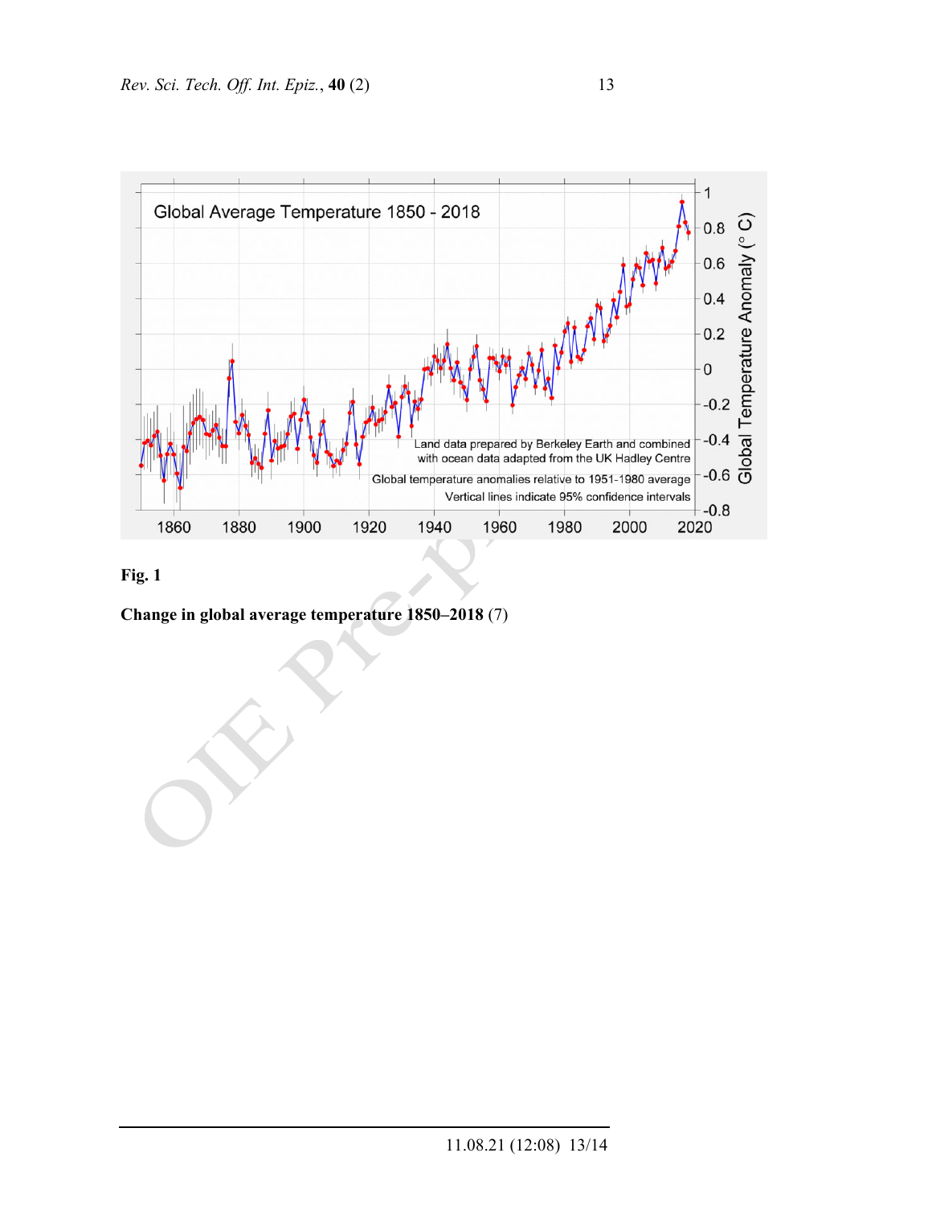**Fig. 1**

**Change in global average temperature 1850–2018** (7)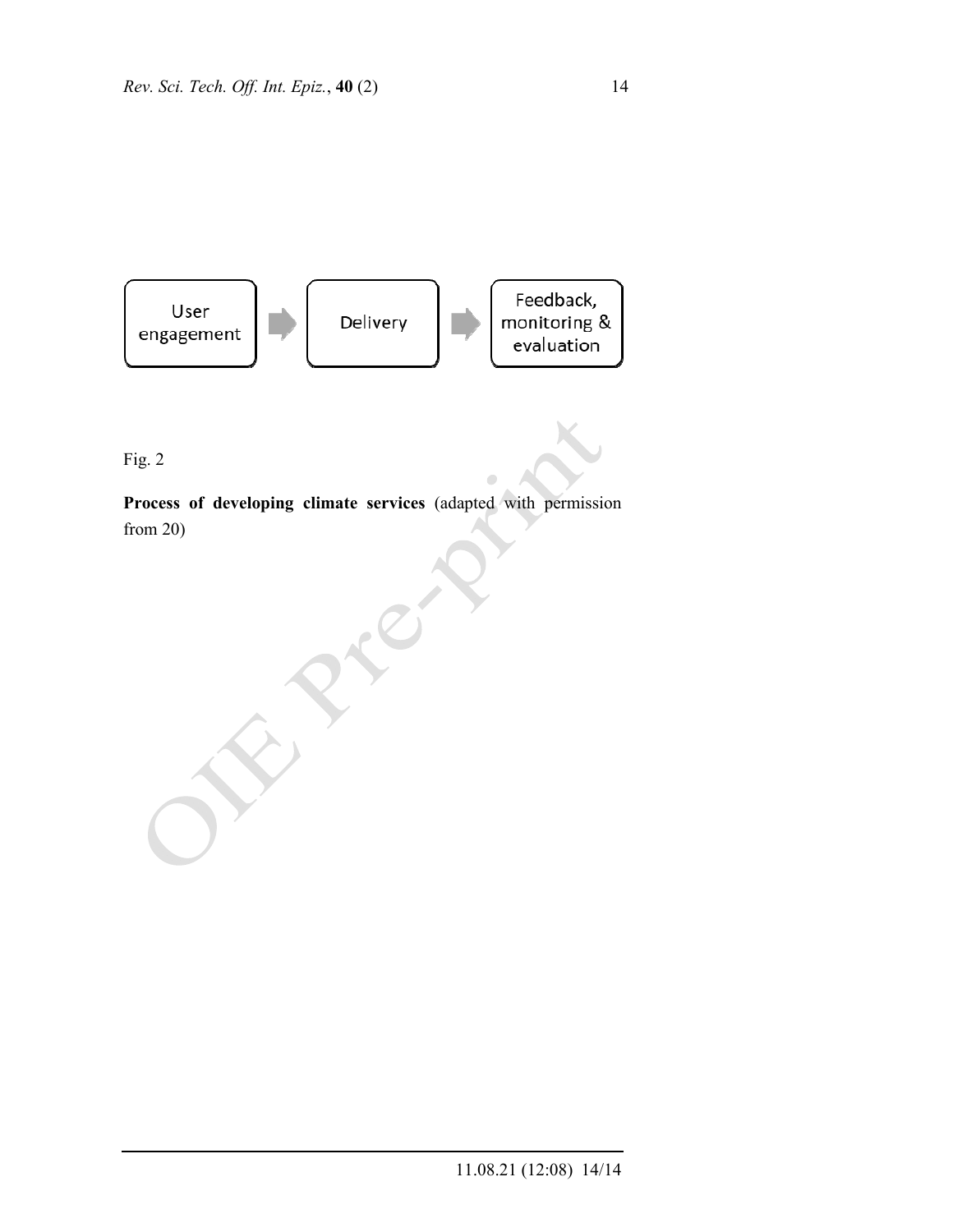User engagement

Delivery

Feedback, monitoring & evaluation

Fig. 2

**Process of developing climate services** (adapted with permission from 20)